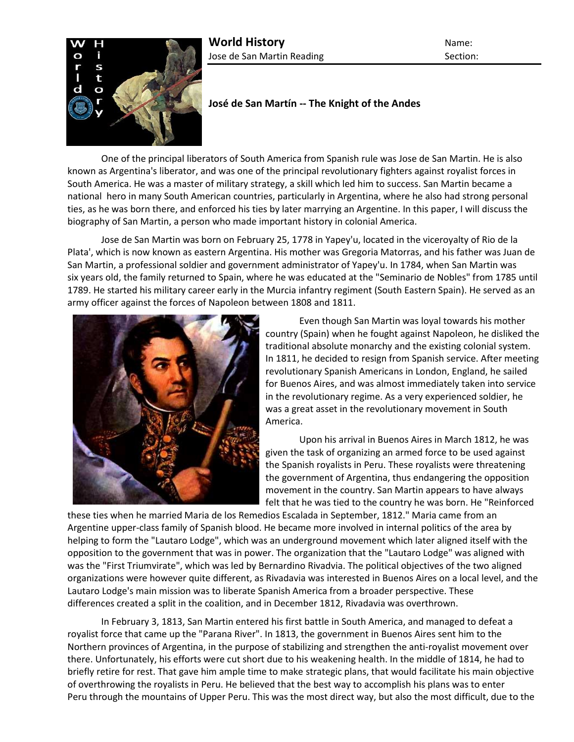**World History**
Jose de San Martin Reading

Name:
Section:

### José de San Martín -- The Knight of the Andes

One of the principal liberators of South America from Spanish rule was Jose de San Martin. He is also known as Argentina's liberator, and was one of the principal revolutionary fighters against royalist forces in South America. He was a master of military strategy, a skill which led him to success. San Martin became a national hero in many South American countries, particularly in Argentina, where he also had strong personal ties, as he was born there, and enforced his ties by later marrying an Argentine. In this paper, I will discuss the biography of San Martin, a person who made important history in colonial America.

Jose de San Martin was born on February 25, 1778 in Yapey'u, located in the viceroyalty of Rio de la Plata', which is now known as eastern Argentina. His mother was Gregoria Matorras, and his father was Juan de San Martin, a professional soldier and government administrator of Yapey'u. In 1784, when San Martin was six years old, the family returned to Spain, where he was educated at the "Seminario de Nobles" from 1785 until 1789. He started his military career early in the Murcia infantry regiment (South Eastern Spain). He served as an army officer against the forces of Napoleon between 1808 and 1811.

Even though San Martin was loyal towards his mother country (Spain) when he fought against Napoleon, he disliked the traditional absolute monarchy and the existing colonial system. In 1811, he decided to resign from Spanish service. After meeting revolutionary Spanish Americans in London, England, he sailed for Buenos Aires, and was almost immediately taken into service in the revolutionary regime. As a very experienced soldier, he was a great asset in the revolutionary movement in South America.

Upon his arrival in Buenos Aires in March 1812, he was given the task of organizing an armed force to be used against the Spanish royalists in Peru. These royalists were threatening the government of Argentina, thus endangering the opposition movement in the country. San Martin appears to have always felt that he was tied to the country he was born. He "Reinforced these ties when he married Maria de los Remedios Escalada in September, 1812." Maria came from an Argentine upper-class family of Spanish blood. He became more involved in internal politics of the area by helping to form the "Lautaro Lodge", which was an underground movement which later aligned itself with the opposition to the government that was in power. The organization that the "Lautaro Lodge" was aligned with was the "First Triumvirate", which was led by Bernardino Rivadvia. The political objectives of the two aligned organizations were however quite different, as Rivadavia was interested in Buenos Aires on a local level, and the Lautaro Lodge's main mission was to liberate Spanish America from a broader perspective. These differences created a split in the coalition, and in December 1812, Rivadavia was overthrown.

In February 3, 1813, San Martin entered his first battle in South America, and managed to defeat a royalist force that came up the "Parana River". In 1813, the government in Buenos Aires sent him to the Northern provinces of Argentina, in the purpose of stabilizing and strengthen the anti-royalist movement over there. Unfortunately, his efforts were cut short due to his weakening health. In the middle of 1814, he had to briefly retire for rest. That gave him ample time to make strategic plans, that would facilitate his main objective of overthrowing the royalists in Peru. He believed that the best way to accomplish his plans was to enter Peru through the mountains of Upper Peru. This was the most direct way, but also the most difficult, due to the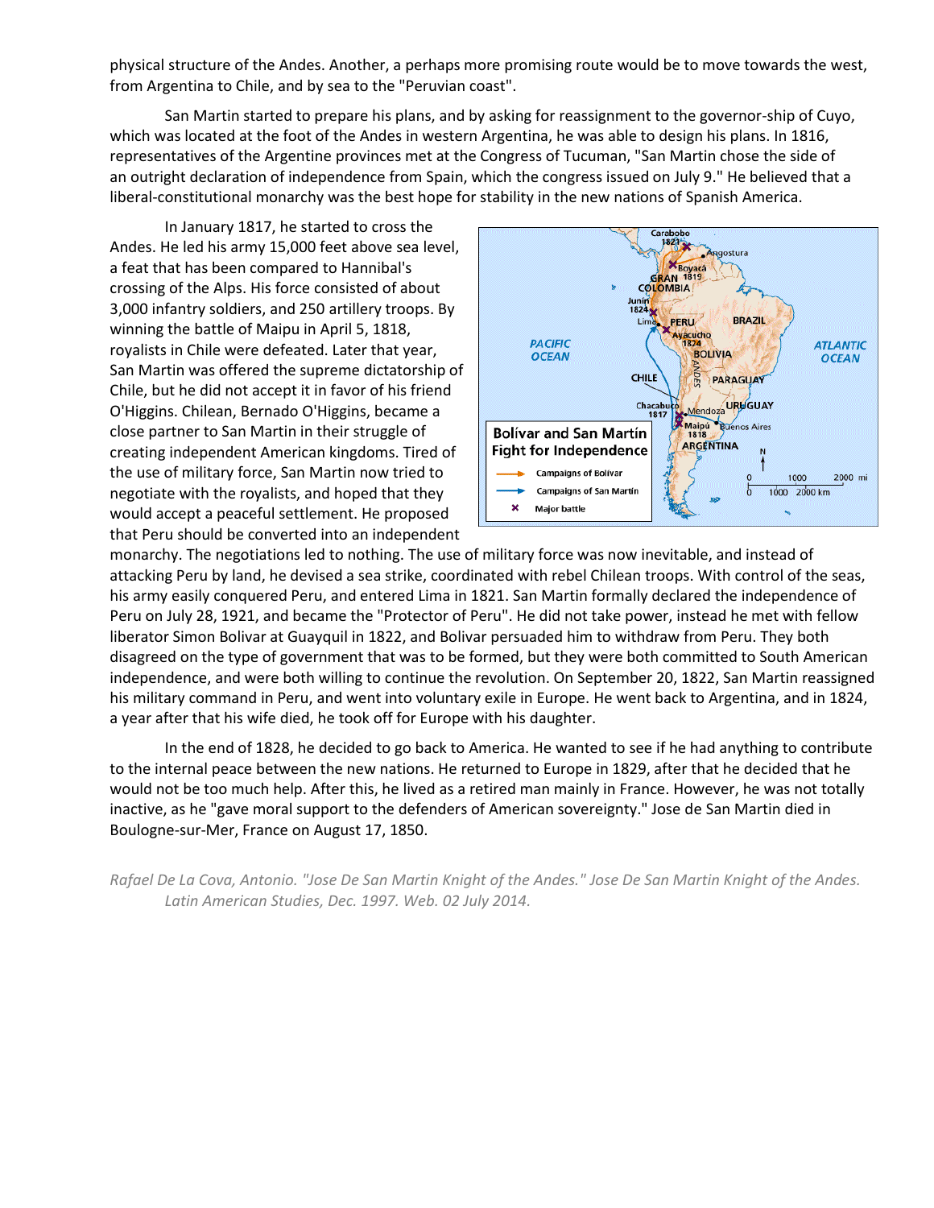physical structure of the Andes. Another, a perhaps more promising route would be to move towards the west, from Argentina to Chile, and by sea to the "Peruvian coast".

San Martin started to prepare his plans, and by asking for reassignment to the governor-ship of Cuyo, which was located at the foot of the Andes in western Argentina, he was able to design his plans. In 1816, representatives of the Argentine provinces met at the Congress of Tucuman, "San Martin chose the side of an outright declaration of independence from Spain, which the congress issued on July 9." He believed that a liberal-constitutional monarchy was the best hope for stability in the new nations of Spanish America.

In January 1817, he started to cross the Andes. He led his army 15,000 feet above sea level, a feat that has been compared to Hannibal's crossing of the Alps. His force consisted of about 3,000 infantry soldiers, and 250 artillery troops. By winning the battle of Maipu in April 5, 1818, royalists in Chile were defeated. Later that year, San Martin was offered the supreme dictatorship of Chile, but he did not accept it in favor of his friend O'Higgins. Chilean, Bernado O'Higgins, became a close partner to San Martin in their struggle of creating independent American kingdoms. Tired of the use of military force, San Martin now tried to negotiate with the royalists, and hoped that they would accept a peaceful settlement. He proposed that Peru should be converted into an independent monarchy. The negotiations led to nothing. The use of military force was now inevitable, and instead of attacking Peru by land, he devised a sea strike, coordinated with rebel Chilean troops. With control of the seas, his army easily conquered Peru, and entered Lima in 1821. San Martin formally declared the independence of Peru on July 28, 1921, and became the "Protector of Peru". He did not take power, instead he met with fellow liberator Simon Bolivar at Guayquil in 1822, and Bolivar persuaded him to withdraw from Peru. They both disagreed on the type of government that was to be formed, but they were both committed to South American independence, and were both willing to continue the revolution. On September 20, 1822, San Martin reassigned his military command in Peru, and went into voluntary exile in Europe. He went back to Argentina, and in 1824, a year after that his wife died, he took off for Europe with his daughter.

Bolívar and San Martín Fight for Independence

Campaigns of Bolívar
Campaigns of San Martín
Major battle

Carabobo 1821
Angostura
Boyacá 1819
GRAN COLOMBIA
Junín 1824
Lima
PERU
Ayacucho 1824
BRAZIL
BOLIVIA
PACIFIC OCEAN
ATLANTIC OCEAN
CHILE
ANDES
PARAGUAY
Chacabuco 1817
Mendoza
URUGUAY
Maipú 1818
Buenos Aires
ARGENTINA
N
0 1000 2000 mi
0 1000 2000 km

In the end of 1828, he decided to go back to America. He wanted to see if he had anything to contribute to the internal peace between the new nations. He returned to Europe in 1829, after that he decided that he would not be too much help. After this, he lived as a retired man mainly in France. However, he was not totally inactive, as he "gave moral support to the defenders of American sovereignty." Jose de San Martin died in Boulogne-sur-Mer, France on August 17, 1850.

*Rafael De La Cova, Antonio. "Jose De San Martin Knight of the Andes." Jose De San Martin Knight of the Andes. Latin American Studies, Dec. 1997. Web. 02 July 2014.*